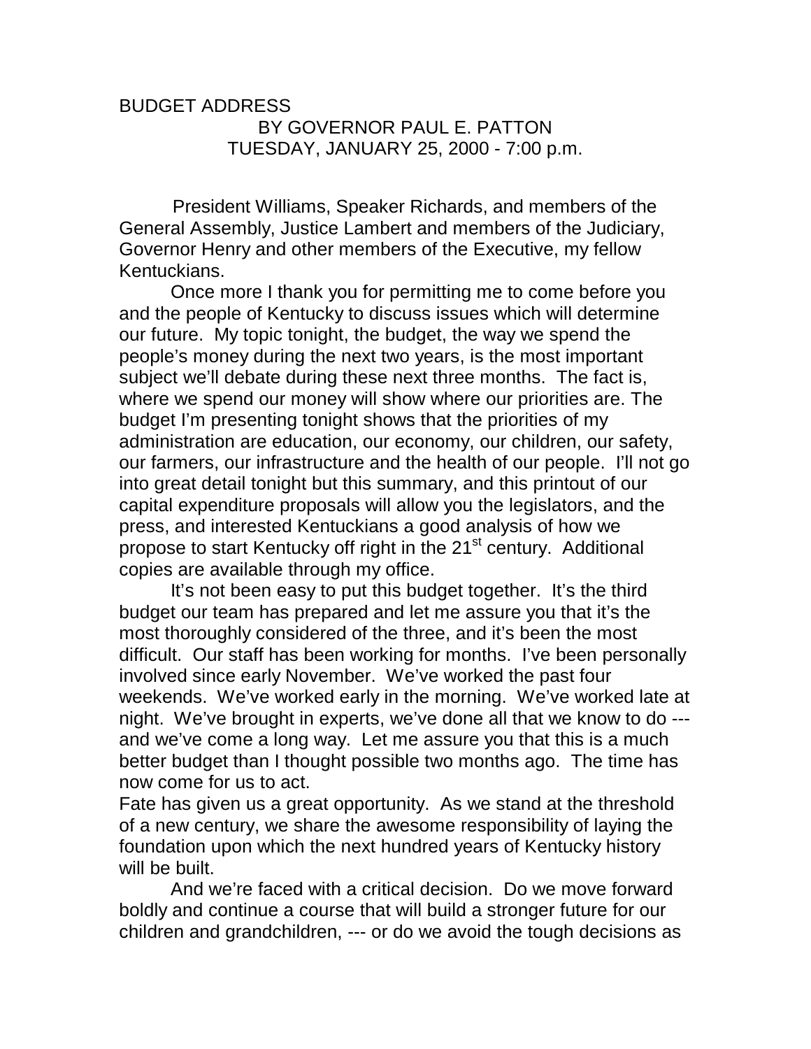# BUDGET ADDRESS

BY GOVERNOR PAUL E. PATTON
TUESDAY, JANUARY 25, 2000 - 7:00 p.m.

President Williams, Speaker Richards, and members of the General Assembly, Justice Lambert and members of the Judiciary, Governor Henry and other members of the Executive, my fellow Kentuckians.

Once more I thank you for permitting me to come before you and the people of Kentucky to discuss issues which will determine our future. My topic tonight, the budget, the way we spend the people's money during the next two years, is the most important subject we'll debate during these next three months. The fact is, where we spend our money will show where our priorities are. The budget I'm presenting tonight shows that the priorities of my administration are education, our economy, our children, our safety, our farmers, our infrastructure and the health of our people. I'll not go into great detail tonight but this summary, and this printout of our capital expenditure proposals will allow you the legislators, and the press, and interested Kentuckians a good analysis of how we propose to start Kentucky off right in the 21st century. Additional copies are available through my office.

It's not been easy to put this budget together. It's the third budget our team has prepared and let me assure you that it's the most thoroughly considered of the three, and it's been the most difficult. Our staff has been working for months. I've been personally involved since early November. We've worked the past four weekends. We've worked early in the morning. We've worked late at night. We've brought in experts, we've done all that we know to do --- and we've come a long way. Let me assure you that this is a much better budget than I thought possible two months ago. The time has now come for us to act.

Fate has given us a great opportunity. As we stand at the threshold of a new century, we share the awesome responsibility of laying the foundation upon which the next hundred years of Kentucky history will be built.

And we're faced with a critical decision. Do we move forward boldly and continue a course that will build a stronger future for our children and grandchildren, --- or do we avoid the tough decisions as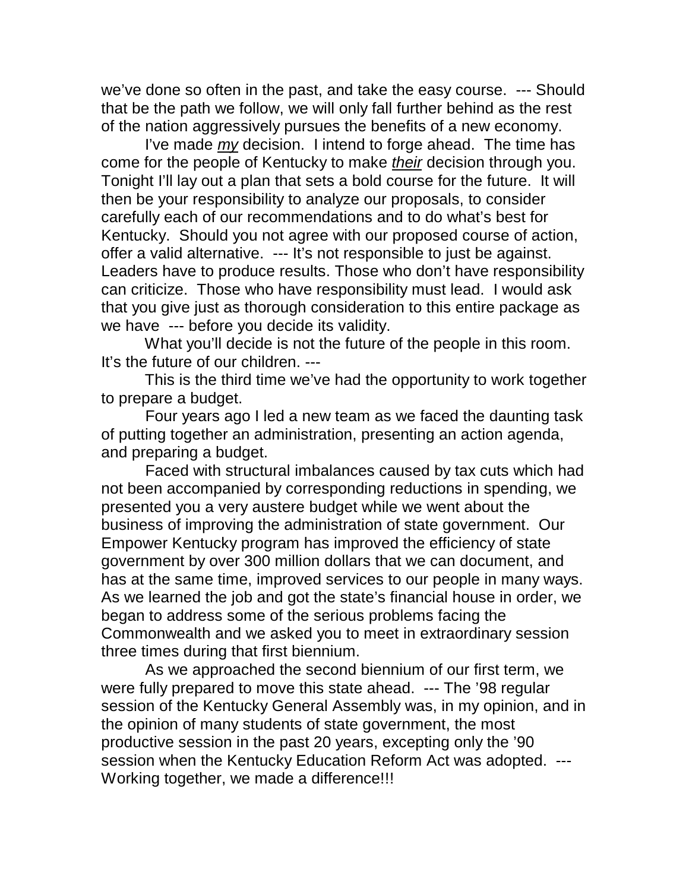we've done so often in the past, and take the easy course. --- Should that be the path we follow, we will only fall further behind as the rest of the nation aggressively pursues the benefits of a new economy.

I've made *my* decision. I intend to forge ahead. The time has come for the people of Kentucky to make *their* decision through you. Tonight I'll lay out a plan that sets a bold course for the future. It will then be your responsibility to analyze our proposals, to consider carefully each of our recommendations and to do what's best for Kentucky. Should you not agree with our proposed course of action, offer a valid alternative. --- It's not responsible to just be against. Leaders have to produce results. Those who don't have responsibility can criticize. Those who have responsibility must lead. I would ask that you give just as thorough consideration to this entire package as we have --- before you decide its validity.

What you'll decide is not the future of the people in this room. It's the future of our children. ---

This is the third time we've had the opportunity to work together to prepare a budget.

Four years ago I led a new team as we faced the daunting task of putting together an administration, presenting an action agenda, and preparing a budget.

Faced with structural imbalances caused by tax cuts which had not been accompanied by corresponding reductions in spending, we presented you a very austere budget while we went about the business of improving the administration of state government. Our Empower Kentucky program has improved the efficiency of state government by over 300 million dollars that we can document, and has at the same time, improved services to our people in many ways. As we learned the job and got the state's financial house in order, we began to address some of the serious problems facing the Commonwealth and we asked you to meet in extraordinary session three times during that first biennium.

As we approached the second biennium of our first term, we were fully prepared to move this state ahead. --- The '98 regular session of the Kentucky General Assembly was, in my opinion, and in the opinion of many students of state government, the most productive session in the past 20 years, excepting only the '90 session when the Kentucky Education Reform Act was adopted. --- Working together, we made a difference!!!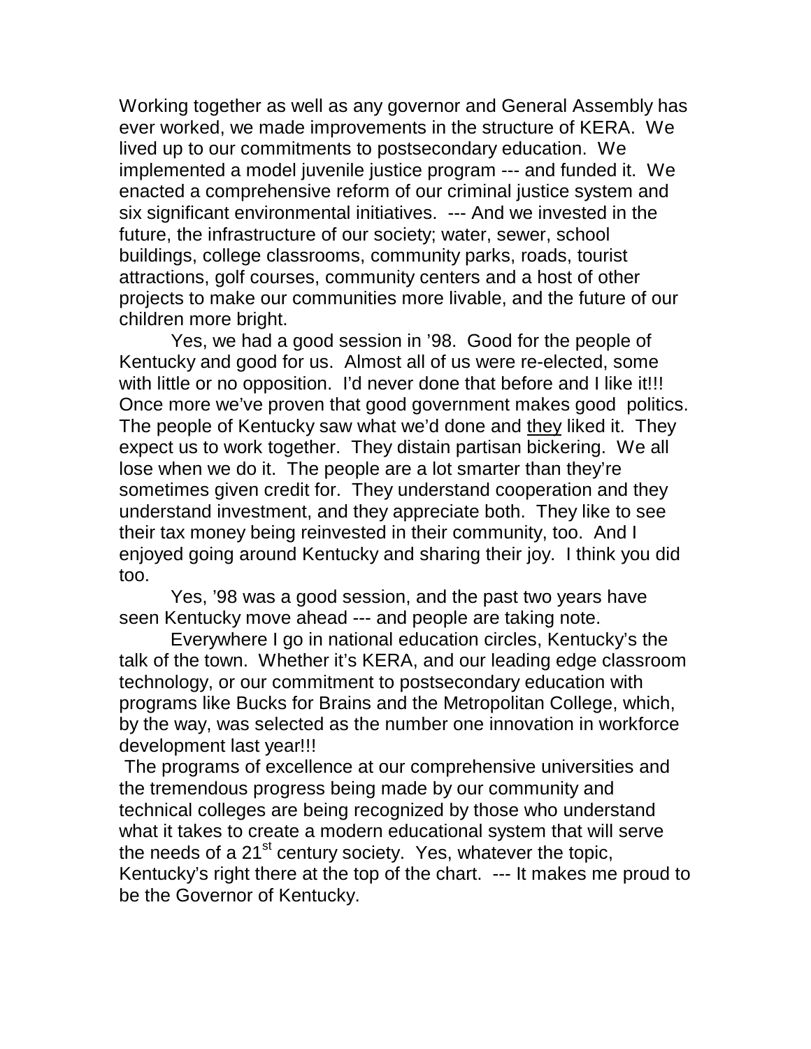Working together as well as any governor and General Assembly has ever worked, we made improvements in the structure of KERA. We lived up to our commitments to postsecondary education. We implemented a model juvenile justice program --- and funded it. We enacted a comprehensive reform of our criminal justice system and six significant environmental initiatives. --- And we invested in the future, the infrastructure of our society; water, sewer, school buildings, college classrooms, community parks, roads, tourist attractions, golf courses, community centers and a host of other projects to make our communities more livable, and the future of our children more bright.

Yes, we had a good session in '98. Good for the people of Kentucky and good for us. Almost all of us were re-elected, some with little or no opposition. I'd never done that before and I like it!!! Once more we've proven that good government makes good politics. The people of Kentucky saw what we'd done and <u>they</u> liked it. They expect us to work together. They distain partisan bickering. We all lose when we do it. The people are a lot smarter than they're sometimes given credit for. They understand cooperation and they understand investment, and they appreciate both. They like to see their tax money being reinvested in their community, too. And I enjoyed going around Kentucky and sharing their joy. I think you did too.

Yes, '98 was a good session, and the past two years have seen Kentucky move ahead --- and people are taking note.

Everywhere I go in national education circles, Kentucky's the talk of the town. Whether it's KERA, and our leading edge classroom technology, or our commitment to postsecondary education with programs like Bucks for Brains and the Metropolitan College, which, by the way, was selected as the number one innovation in workforce development last year!!!

The programs of excellence at our comprehensive universities and the tremendous progress being made by our community and technical colleges are being recognized by those who understand what it takes to create a modern educational system that will serve the needs of a 21st century society. Yes, whatever the topic, Kentucky's right there at the top of the chart. --- It makes me proud to be the Governor of Kentucky.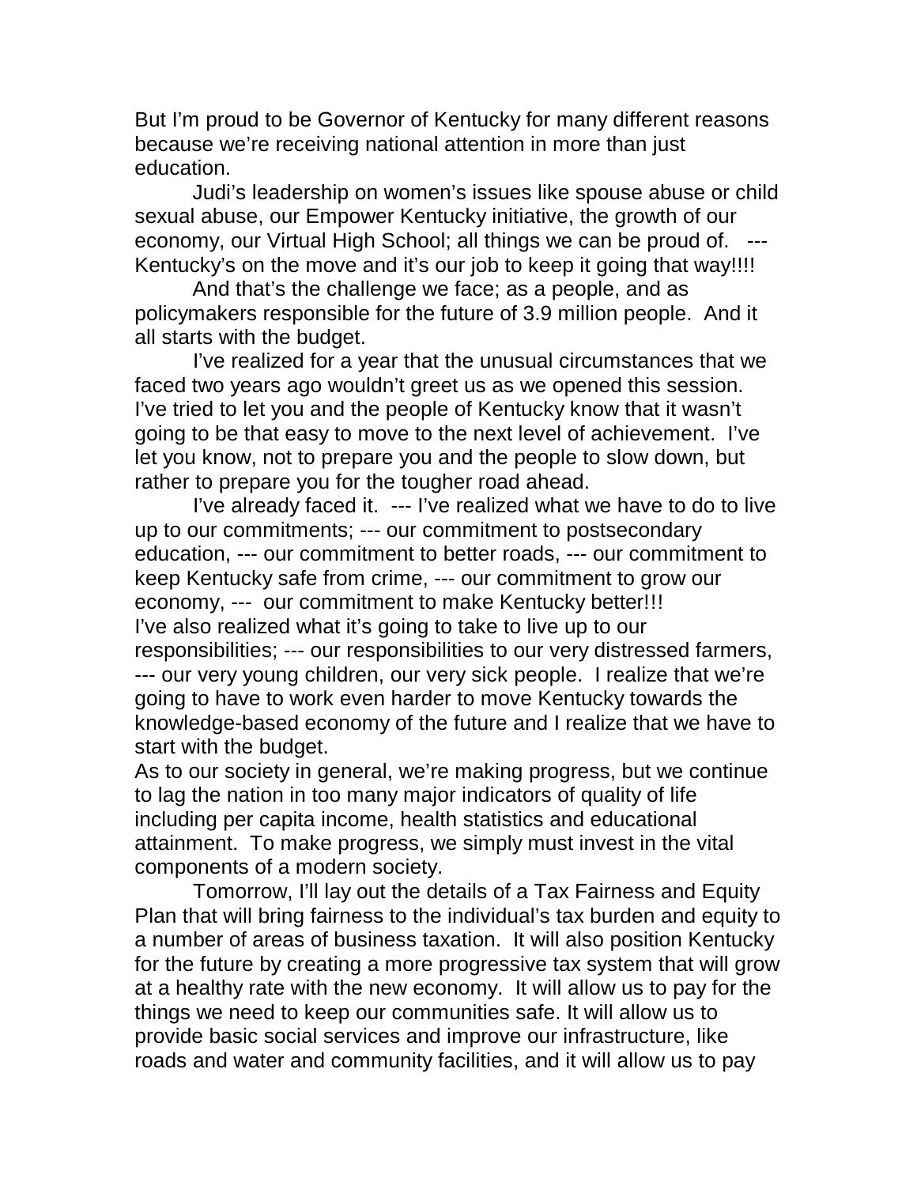But I'm proud to be Governor of Kentucky for many different reasons because we're receiving national attention in more than just education.

Judi's leadership on women's issues like spouse abuse or child sexual abuse, our Empower Kentucky initiative, the growth of our economy, our Virtual High School; all things we can be proud of. --- Kentucky's on the move and it's our job to keep it going that way!!!!

And that's the challenge we face; as a people, and as policymakers responsible for the future of 3.9 million people. And it all starts with the budget.

I've realized for a year that the unusual circumstances that we faced two years ago wouldn't greet us as we opened this session. I've tried to let you and the people of Kentucky know that it wasn't going to be that easy to move to the next level of achievement. I've let you know, not to prepare you and the people to slow down, but rather to prepare you for the tougher road ahead.

I've already faced it. --- I've realized what we have to do to live up to our commitments; --- our commitment to postsecondary education, --- our commitment to better roads, --- our commitment to keep Kentucky safe from crime, --- our commitment to grow our economy, --- our commitment to make Kentucky better!!!

I've also realized what it's going to take to live up to our responsibilities; --- our responsibilities to our very distressed farmers, --- our very young children, our very sick people. I realize that we're going to have to work even harder to move Kentucky towards the knowledge-based economy of the future and I realize that we have to start with the budget.

As to our society in general, we're making progress, but we continue to lag the nation in too many major indicators of quality of life including per capita income, health statistics and educational attainment. To make progress, we simply must invest in the vital components of a modern society.

Tomorrow, I'll lay out the details of a Tax Fairness and Equity Plan that will bring fairness to the individual's tax burden and equity to a number of areas of business taxation. It will also position Kentucky for the future by creating a more progressive tax system that will grow at a healthy rate with the new economy. It will allow us to pay for the things we need to keep our communities safe. It will allow us to provide basic social services and improve our infrastructure, like roads and water and community facilities, and it will allow us to pay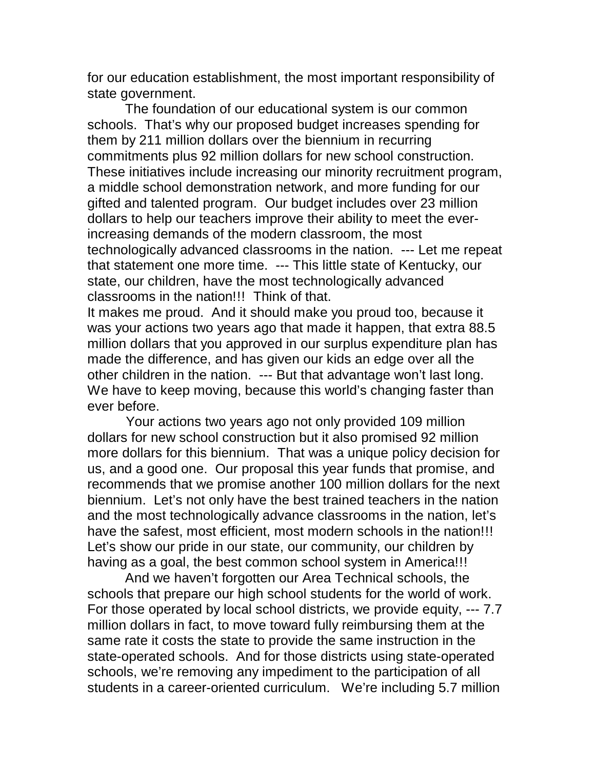for our education establishment, the most important responsibility of state government.

The foundation of our educational system is our common schools. That's why our proposed budget increases spending for them by 211 million dollars over the biennium in recurring commitments plus 92 million dollars for new school construction. These initiatives include increasing our minority recruitment program, a middle school demonstration network, and more funding for our gifted and talented program. Our budget includes over 23 million dollars to help our teachers improve their ability to meet the ever-increasing demands of the modern classroom, the most technologically advanced classrooms in the nation. --- Let me repeat that statement one more time. --- This little state of Kentucky, our state, our children, have the most technologically advanced classrooms in the nation!!! Think of that.

It makes me proud. And it should make you proud too, because it was your actions two years ago that made it happen, that extra 88.5 million dollars that you approved in our surplus expenditure plan has made the difference, and has given our kids an edge over all the other children in the nation. --- But that advantage won't last long. We have to keep moving, because this world's changing faster than ever before.

Your actions two years ago not only provided 109 million dollars for new school construction but it also promised 92 million more dollars for this biennium. That was a unique policy decision for us, and a good one. Our proposal this year funds that promise, and recommends that we promise another 100 million dollars for the next biennium. Let's not only have the best trained teachers in the nation and the most technologically advance classrooms in the nation, let's have the safest, most efficient, most modern schools in the nation!!! Let's show our pride in our state, our community, our children by having as a goal, the best common school system in America!!!

And we haven't forgotten our Area Technical schools, the schools that prepare our high school students for the world of work. For those operated by local school districts, we provide equity, --- 7.7 million dollars in fact, to move toward fully reimbursing them at the same rate it costs the state to provide the same instruction in the state-operated schools. And for those districts using state-operated schools, we're removing any impediment to the participation of all students in a career-oriented curriculum. We're including 5.7 million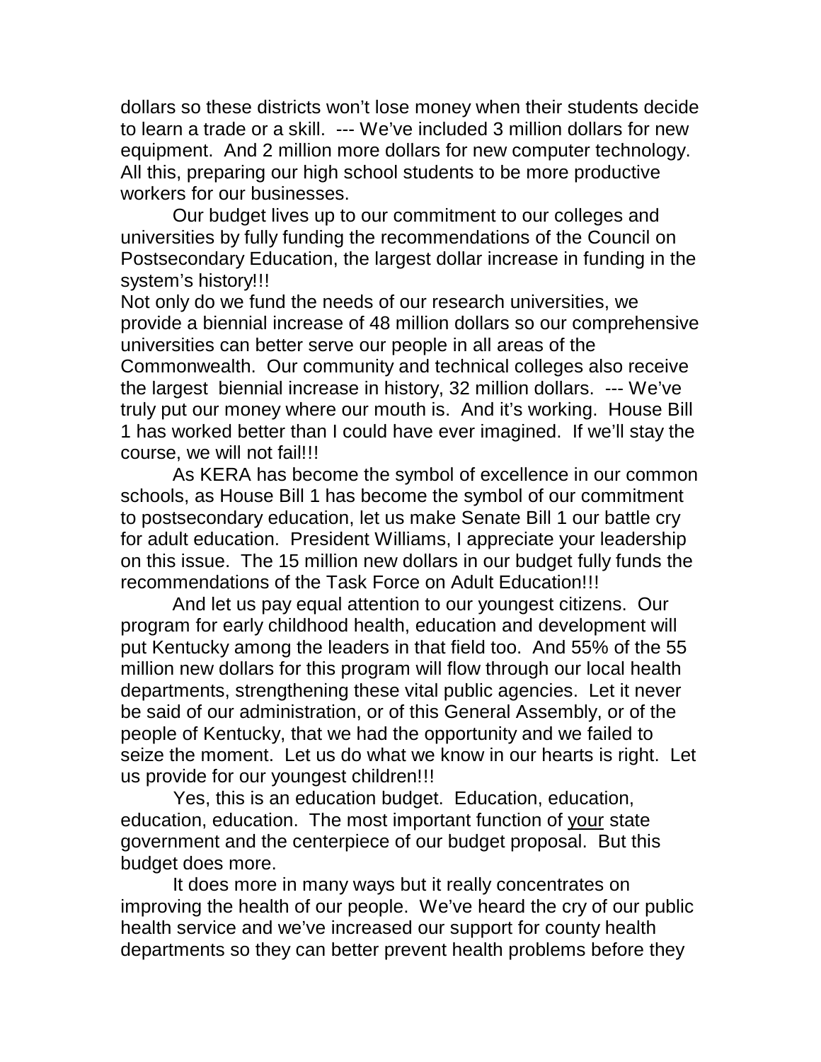dollars so these districts won't lose money when their students decide to learn a trade or a skill. --- We've included 3 million dollars for new equipment. And 2 million more dollars for new computer technology. All this, preparing our high school students to be more productive workers for our businesses.

Our budget lives up to our commitment to our colleges and universities by fully funding the recommendations of the Council on Postsecondary Education, the largest dollar increase in funding in the system's history!!!

Not only do we fund the needs of our research universities, we provide a biennial increase of 48 million dollars so our comprehensive universities can better serve our people in all areas of the Commonwealth. Our community and technical colleges also receive the largest biennial increase in history, 32 million dollars. --- We've truly put our money where our mouth is. And it's working. House Bill 1 has worked better than I could have ever imagined. If we'll stay the course, we will not fail!!!

As KERA has become the symbol of excellence in our common schools, as House Bill 1 has become the symbol of our commitment to postsecondary education, let us make Senate Bill 1 our battle cry for adult education. President Williams, I appreciate your leadership on this issue. The 15 million new dollars in our budget fully funds the recommendations of the Task Force on Adult Education!!!

And let us pay equal attention to our youngest citizens. Our program for early childhood health, education and development will put Kentucky among the leaders in that field too. And 55% of the 55 million new dollars for this program will flow through our local health departments, strengthening these vital public agencies. Let it never be said of our administration, or of this General Assembly, or of the people of Kentucky, that we had the opportunity and we failed to seize the moment. Let us do what we know in our hearts is right. Let us provide for our youngest children!!!

Yes, this is an education budget. Education, education, education, education. The most important function of <u>your</u> state government and the centerpiece of our budget proposal. But this budget does more.

It does more in many ways but it really concentrates on improving the health of our people. We've heard the cry of our public health service and we've increased our support for county health departments so they can better prevent health problems before they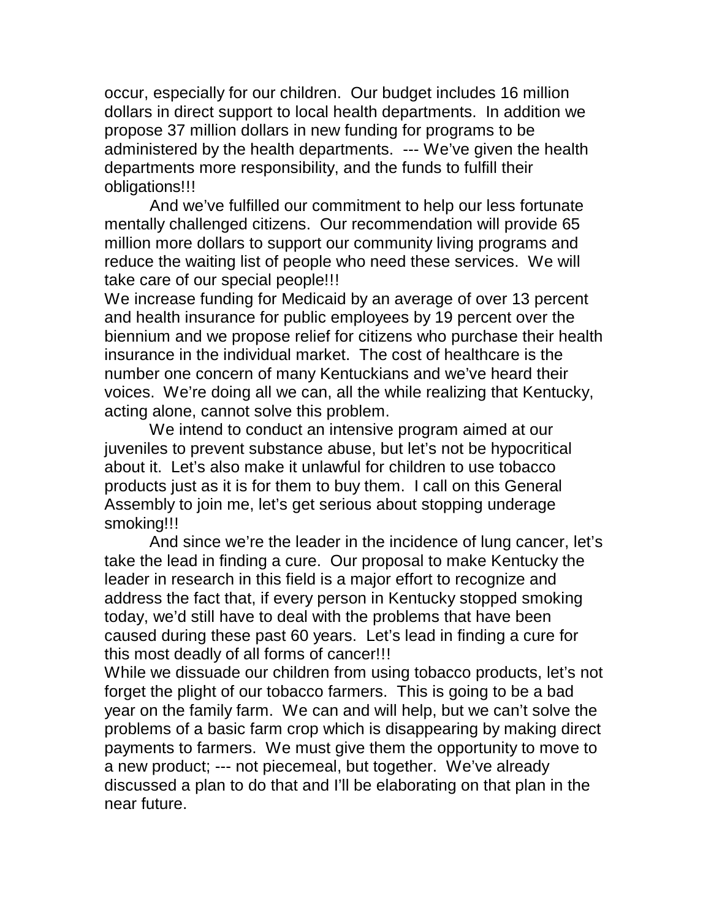occur, especially for our children. Our budget includes 16 million dollars in direct support to local health departments. In addition we propose 37 million dollars in new funding for programs to be administered by the health departments. --- We've given the health departments more responsibility, and the funds to fulfill their obligations!!!

And we've fulfilled our commitment to help our less fortunate mentally challenged citizens. Our recommendation will provide 65 million more dollars to support our community living programs and reduce the waiting list of people who need these services. We will take care of our special people!!!

We increase funding for Medicaid by an average of over 13 percent and health insurance for public employees by 19 percent over the biennium and we propose relief for citizens who purchase their health insurance in the individual market. The cost of healthcare is the number one concern of many Kentuckians and we've heard their voices. We're doing all we can, all the while realizing that Kentucky, acting alone, cannot solve this problem.

We intend to conduct an intensive program aimed at our juveniles to prevent substance abuse, but let's not be hypocritical about it. Let's also make it unlawful for children to use tobacco products just as it is for them to buy them. I call on this General Assembly to join me, let's get serious about stopping underage smoking!!!

And since we're the leader in the incidence of lung cancer, let's take the lead in finding a cure. Our proposal to make Kentucky the leader in research in this field is a major effort to recognize and address the fact that, if every person in Kentucky stopped smoking today, we'd still have to deal with the problems that have been caused during these past 60 years. Let's lead in finding a cure for this most deadly of all forms of cancer!!!

While we dissuade our children from using tobacco products, let's not forget the plight of our tobacco farmers. This is going to be a bad year on the family farm. We can and will help, but we can't solve the problems of a basic farm crop which is disappearing by making direct payments to farmers. We must give them the opportunity to move to a new product; --- not piecemeal, but together. We've already discussed a plan to do that and I'll be elaborating on that plan in the near future.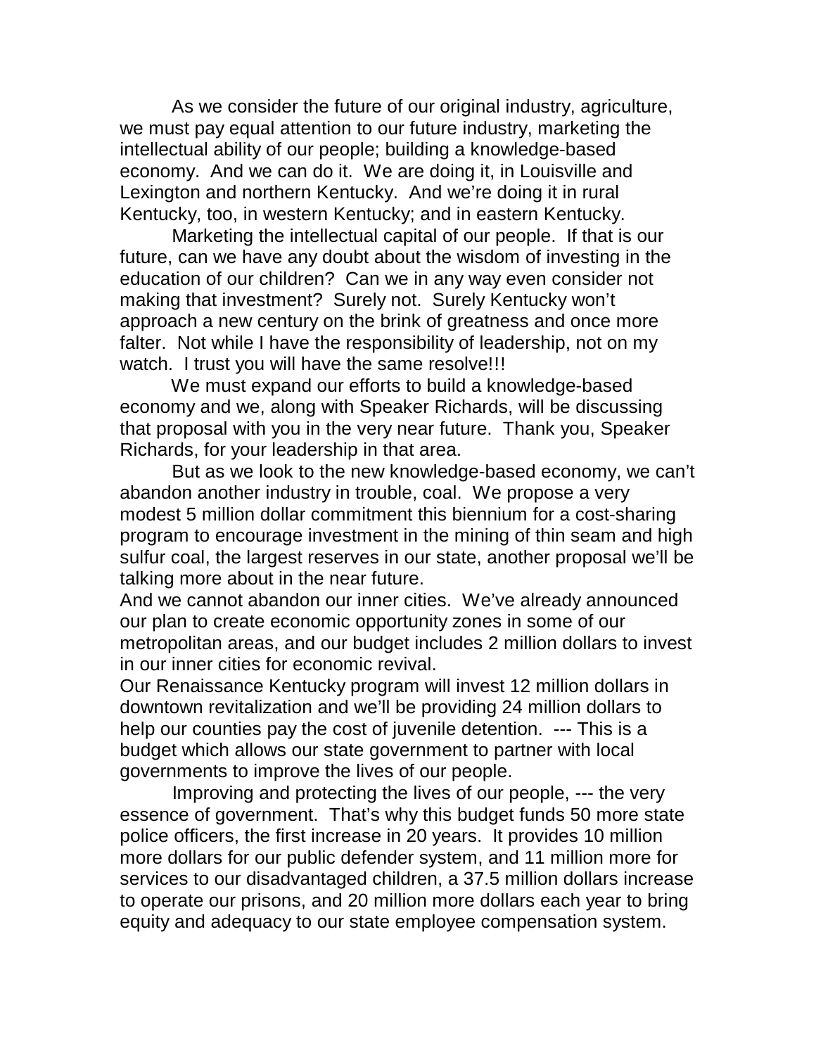As we consider the future of our original industry, agriculture, we must pay equal attention to our future industry, marketing the intellectual ability of our people; building a knowledge-based economy. And we can do it. We are doing it, in Louisville and Lexington and northern Kentucky. And we're doing it in rural Kentucky, too, in western Kentucky; and in eastern Kentucky.

Marketing the intellectual capital of our people. If that is our future, can we have any doubt about the wisdom of investing in the education of our children? Can we in any way even consider not making that investment? Surely not. Surely Kentucky won't approach a new century on the brink of greatness and once more falter. Not while I have the responsibility of leadership, not on my watch. I trust you will have the same resolve!!!

We must expand our efforts to build a knowledge-based economy and we, along with Speaker Richards, will be discussing that proposal with you in the very near future. Thank you, Speaker Richards, for your leadership in that area.

But as we look to the new knowledge-based economy, we can't abandon another industry in trouble, coal. We propose a very modest 5 million dollar commitment this biennium for a cost-sharing program to encourage investment in the mining of thin seam and high sulfur coal, the largest reserves in our state, another proposal we'll be talking more about in the near future.

And we cannot abandon our inner cities. We've already announced our plan to create economic opportunity zones in some of our metropolitan areas, and our budget includes 2 million dollars to invest in our inner cities for economic revival.

Our Renaissance Kentucky program will invest 12 million dollars in downtown revitalization and we'll be providing 24 million dollars to help our counties pay the cost of juvenile detention. --- This is a budget which allows our state government to partner with local governments to improve the lives of our people.

Improving and protecting the lives of our people, --- the very essence of government. That's why this budget funds 50 more state police officers, the first increase in 20 years. It provides 10 million more dollars for our public defender system, and 11 million more for services to our disadvantaged children, a 37.5 million dollars increase to operate our prisons, and 20 million more dollars each year to bring equity and adequacy to our state employee compensation system.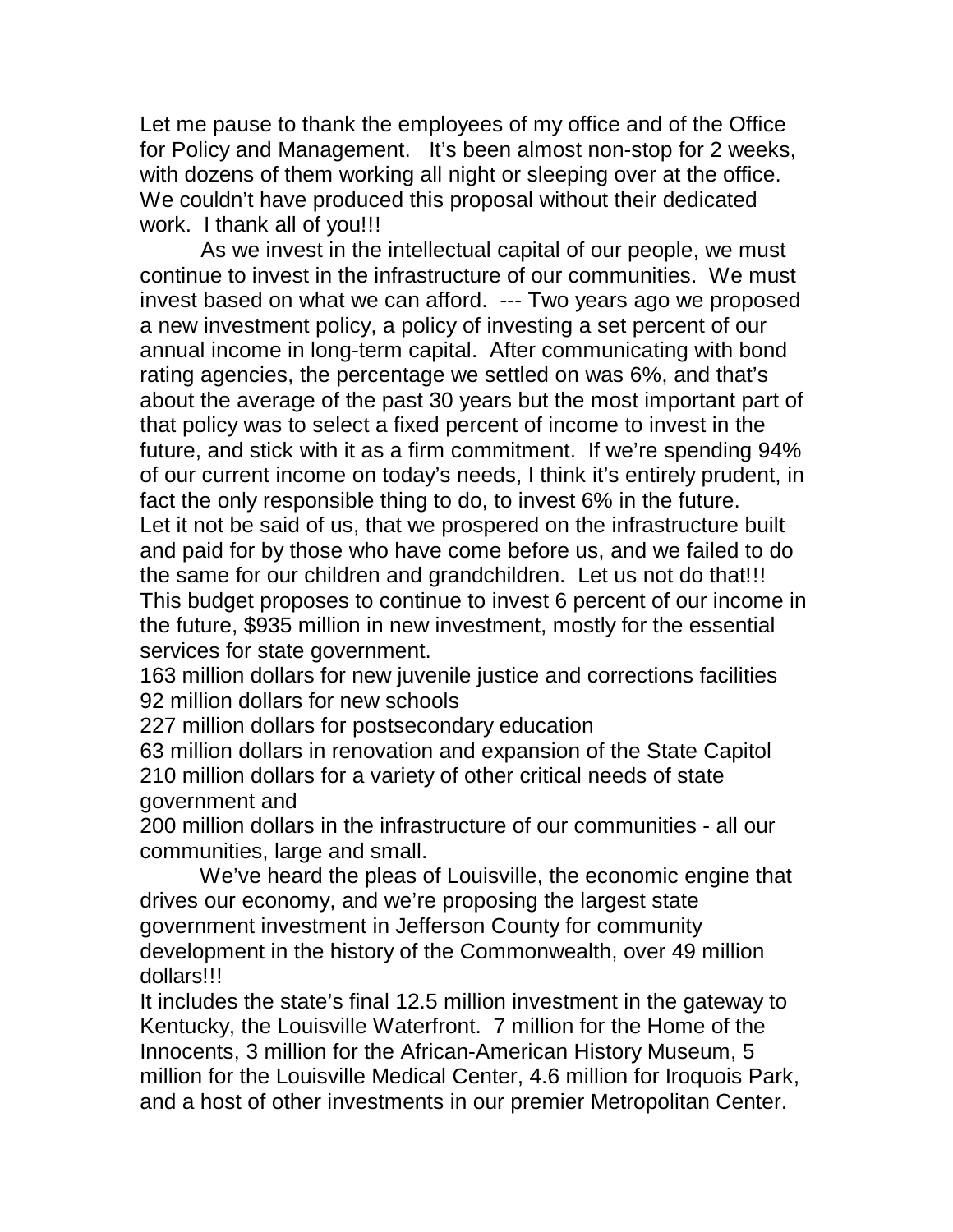Let me pause to thank the employees of my office and of the Office for Policy and Management.   It's been almost non-stop for 2 weeks, with dozens of them working all night or sleeping over at the office.   We couldn't have produced this proposal without their dedicated work.  I thank all of you!!!

As we invest in the intellectual capital of our people, we must continue to invest in the infrastructure of our communities.  We must invest based on what we can afford.  --- Two years ago we proposed a new investment policy, a policy of investing a set percent of our annual income in long-term capital.  After communicating with bond rating agencies, the percentage we settled on was 6%, and that's about the average of the past 30 years but the most important part of that policy was to select a fixed percent of income to invest in the future, and stick with it as a firm commitment.  If we're spending 94% of our current income on today's needs, I think it's entirely prudent, in fact the only responsible thing to do, to invest 6% in the future.

Let it not be said of us, that we prospered on the infrastructure built and paid for by those who have come before us, and we failed to do the same for our children and grandchildren.  Let us not do that!!!

This budget proposes to continue to invest 6 percent of our income in the future, $935 million in new investment, mostly for the essential services for state government.

163 million dollars for new juvenile justice and corrections facilities
92 million dollars for new schools
227 million dollars for postsecondary education
63 million dollars in renovation and expansion of the State Capitol
210 million dollars for a variety of other critical needs of state government and
200 million dollars in the infrastructure of our communities - all our communities, large and small.

We've heard the pleas of Louisville, the economic engine that drives our economy, and we're proposing the largest state government investment in Jefferson County for community development in the history of the Commonwealth, over 49 million dollars!!!

It includes the state's final 12.5 million investment in the gateway to Kentucky, the Louisville Waterfront.  7 million for the Home of the Innocents, 3 million for the African-American History Museum, 5 million for the Louisville Medical Center, 4.6 million for Iroquois Park, and a host of other investments in our premier Metropolitan Center.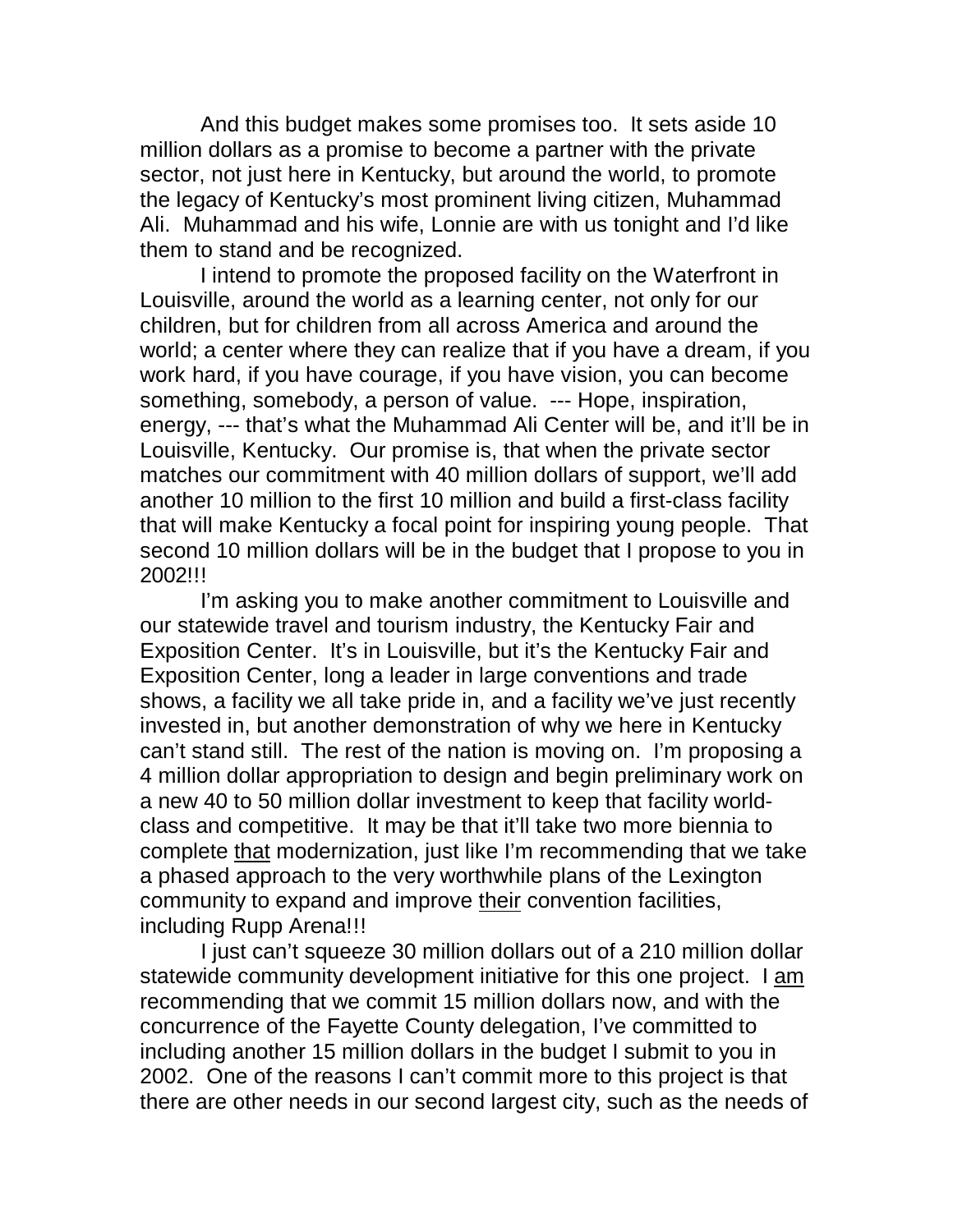And this budget makes some promises too. It sets aside 10 million dollars as a promise to become a partner with the private sector, not just here in Kentucky, but around the world, to promote the legacy of Kentucky's most prominent living citizen, Muhammad Ali. Muhammad and his wife, Lonnie are with us tonight and I'd like them to stand and be recognized.

I intend to promote the proposed facility on the Waterfront in Louisville, around the world as a learning center, not only for our children, but for children from all across America and around the world; a center where they can realize that if you have a dream, if you work hard, if you have courage, if you have vision, you can become something, somebody, a person of value. --- Hope, inspiration, energy, --- that's what the Muhammad Ali Center will be, and it'll be in Louisville, Kentucky. Our promise is, that when the private sector matches our commitment with 40 million dollars of support, we'll add another 10 million to the first 10 million and build a first-class facility that will make Kentucky a focal point for inspiring young people. That second 10 million dollars will be in the budget that I propose to you in 2002!!!

I'm asking you to make another commitment to Louisville and our statewide travel and tourism industry, the Kentucky Fair and Exposition Center. It's in Louisville, but it's the Kentucky Fair and Exposition Center, long a leader in large conventions and trade shows, a facility we all take pride in, and a facility we've just recently invested in, but another demonstration of why we here in Kentucky can't stand still. The rest of the nation is moving on. I'm proposing a 4 million dollar appropriation to design and begin preliminary work on a new 40 to 50 million dollar investment to keep that facility world-class and competitive. It may be that it'll take two more biennia to complete <u>that</u> modernization, just like I'm recommending that we take a phased approach to the very worthwhile plans of the Lexington community to expand and improve <u>their</u> convention facilities, including Rupp Arena!!!

I just can't squeeze 30 million dollars out of a 210 million dollar statewide community development initiative for this one project. I <u>am</u> recommending that we commit 15 million dollars now, and with the concurrence of the Fayette County delegation, I've committed to including another 15 million dollars in the budget I submit to you in 2002. One of the reasons I can't commit more to this project is that there are other needs in our second largest city, such as the needs of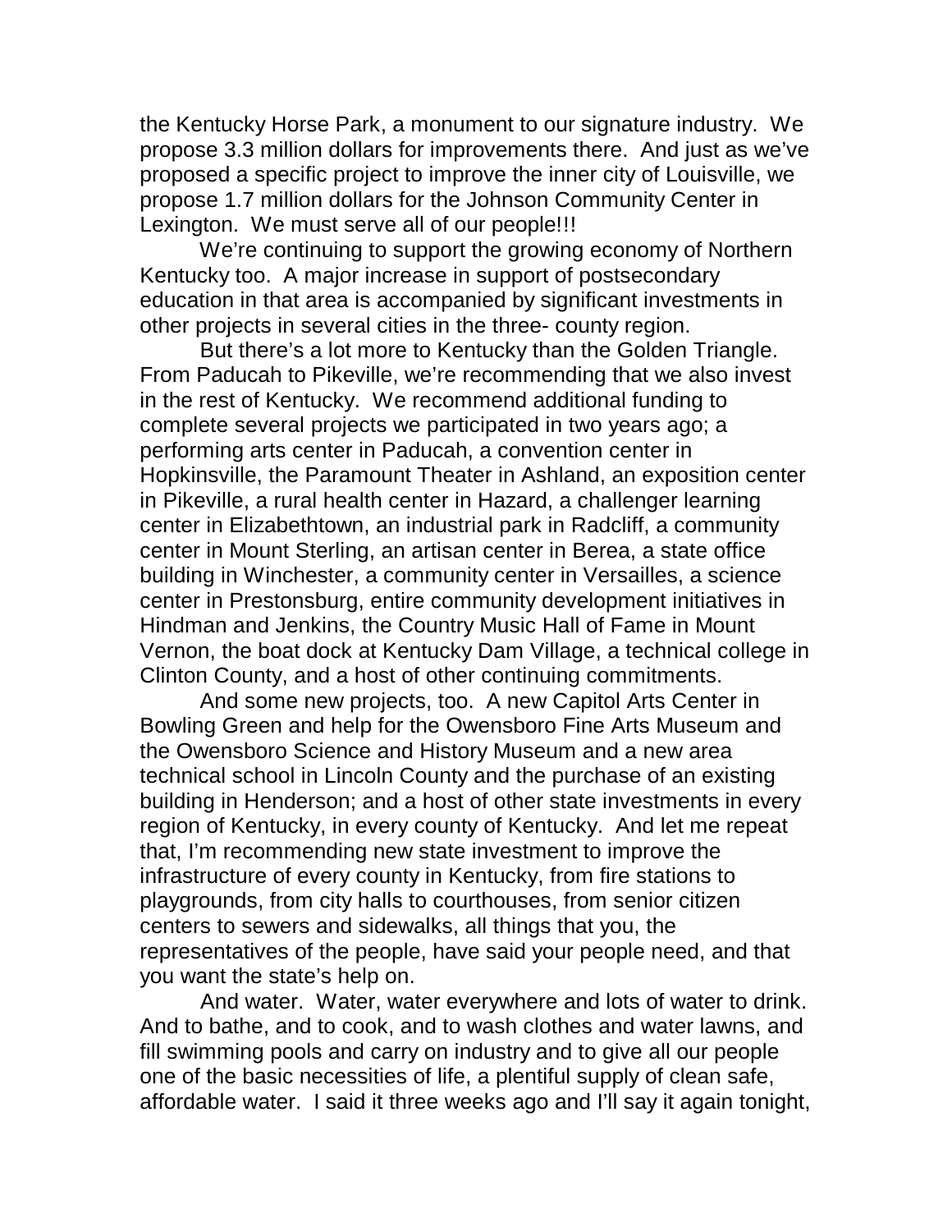the Kentucky Horse Park, a monument to our signature industry. We propose 3.3 million dollars for improvements there. And just as we've proposed a specific project to improve the inner city of Louisville, we propose 1.7 million dollars for the Johnson Community Center in Lexington. We must serve all of our people!!!

We're continuing to support the growing economy of Northern Kentucky too. A major increase in support of postsecondary education in that area is accompanied by significant investments in other projects in several cities in the three- county region.

But there's a lot more to Kentucky than the Golden Triangle. From Paducah to Pikeville, we're recommending that we also invest in the rest of Kentucky. We recommend additional funding to complete several projects we participated in two years ago; a performing arts center in Paducah, a convention center in Hopkinsville, the Paramount Theater in Ashland, an exposition center in Pikeville, a rural health center in Hazard, a challenger learning center in Elizabethtown, an industrial park in Radcliff, a community center in Mount Sterling, an artisan center in Berea, a state office building in Winchester, a community center in Versailles, a science center in Prestonsburg, entire community development initiatives in Hindman and Jenkins, the Country Music Hall of Fame in Mount Vernon, the boat dock at Kentucky Dam Village, a technical college in Clinton County, and a host of other continuing commitments.

And some new projects, too. A new Capitol Arts Center in Bowling Green and help for the Owensboro Fine Arts Museum and the Owensboro Science and History Museum and a new area technical school in Lincoln County and the purchase of an existing building in Henderson; and a host of other state investments in every region of Kentucky, in every county of Kentucky. And let me repeat that, I'm recommending new state investment to improve the infrastructure of every county in Kentucky, from fire stations to playgrounds, from city halls to courthouses, from senior citizen centers to sewers and sidewalks, all things that you, the representatives of the people, have said your people need, and that you want the state's help on.

And water. Water, water everywhere and lots of water to drink. And to bathe, and to cook, and to wash clothes and water lawns, and fill swimming pools and carry on industry and to give all our people one of the basic necessities of life, a plentiful supply of clean safe, affordable water. I said it three weeks ago and I'll say it again tonight,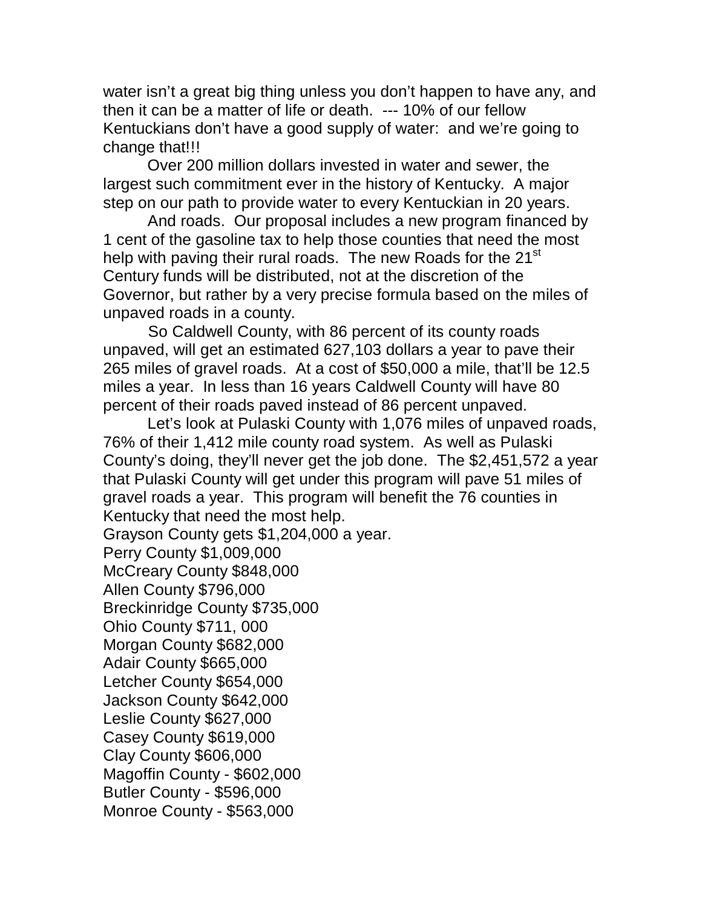water isn't a great big thing unless you don't happen to have any, and then it can be a matter of life or death. --- 10% of our fellow Kentuckians don't have a good supply of water: and we're going to change that!!!

Over 200 million dollars invested in water and sewer, the largest such commitment ever in the history of Kentucky. A major step on our path to provide water to every Kentuckian in 20 years.

And roads. Our proposal includes a new program financed by 1 cent of the gasoline tax to help those counties that need the most help with paving their rural roads. The new Roads for the 21st Century funds will be distributed, not at the discretion of the Governor, but rather by a very precise formula based on the miles of unpaved roads in a county.

So Caldwell County, with 86 percent of its county roads unpaved, will get an estimated 627,103 dollars a year to pave their 265 miles of gravel roads. At a cost of $50,000 a mile, that'll be 12.5 miles a year. In less than 16 years Caldwell County will have 80 percent of their roads paved instead of 86 percent unpaved.

Let's look at Pulaski County with 1,076 miles of unpaved roads, 76% of their 1,412 mile county road system. As well as Pulaski County's doing, they'll never get the job done. The $2,451,572 a year that Pulaski County will get under this program will pave 51 miles of gravel roads a year. This program will benefit the 76 counties in Kentucky that need the most help.

Grayson County gets $1,204,000 a year.
Perry County $1,009,000
McCreary County $848,000
Allen County $796,000
Breckinridge County $735,000
Ohio County $711, 000
Morgan County $682,000
Adair County $665,000
Letcher County $654,000
Jackson County $642,000
Leslie County $627,000
Casey County $619,000
Clay County $606,000
Magoffin County - $602,000
Butler County - $596,000
Monroe County - $563,000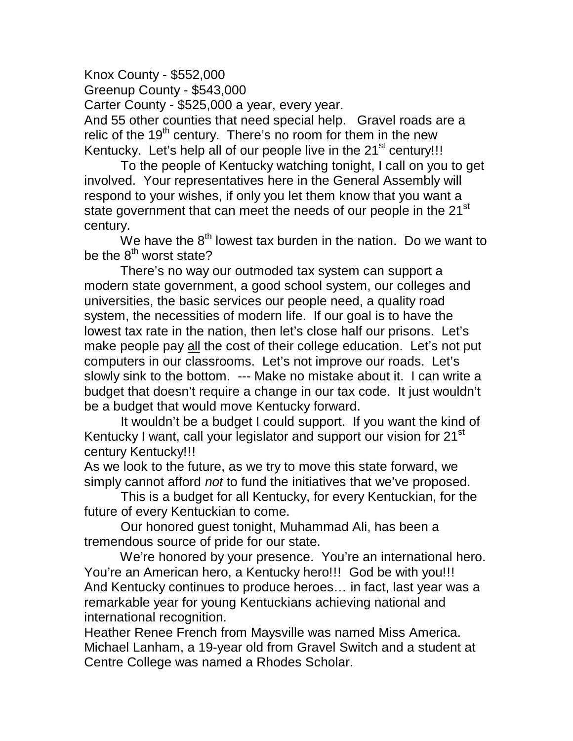Knox County - $552,000

Greenup County - $543,000

Carter County - $525,000 a year, every year.

And 55 other counties that need special help. Gravel roads are a relic of the 19th century. There's no room for them in the new Kentucky. Let's help all of our people live in the 21st century!!!

To the people of Kentucky watching tonight, I call on you to get involved. Your representatives here in the General Assembly will respond to your wishes, if only you let them know that you want a state government that can meet the needs of our people in the 21st century.

We have the 8th lowest tax burden in the nation. Do we want to be the 8th worst state?

There's no way our outmoded tax system can support a modern state government, a good school system, our colleges and universities, the basic services our people need, a quality road system, the necessities of modern life. If our goal is to have the lowest tax rate in the nation, then let's close half our prisons. Let's make people pay <u>all</u> the cost of their college education. Let's not put computers in our classrooms. Let's not improve our roads. Let's slowly sink to the bottom. --- Make no mistake about it. I can write a budget that doesn't require a change in our tax code. It just wouldn't be a budget that would move Kentucky forward.

It wouldn't be a budget I could support. If you want the kind of Kentucky I want, call your legislator and support our vision for 21st century Kentucky!!!

As we look to the future, as we try to move this state forward, we simply cannot afford *not* to fund the initiatives that we've proposed.

This is a budget for all Kentucky, for every Kentuckian, for the future of every Kentuckian to come.

Our honored guest tonight, Muhammad Ali, has been a tremendous source of pride for our state.

We're honored by your presence. You're an international hero. You're an American hero, a Kentucky hero!!! God be with you!!!

And Kentucky continues to produce heroes… in fact, last year was a remarkable year for young Kentuckians achieving national and international recognition.

Heather Renee French from Maysville was named Miss America.

Michael Lanham, a 19-year old from Gravel Switch and a student at Centre College was named a Rhodes Scholar.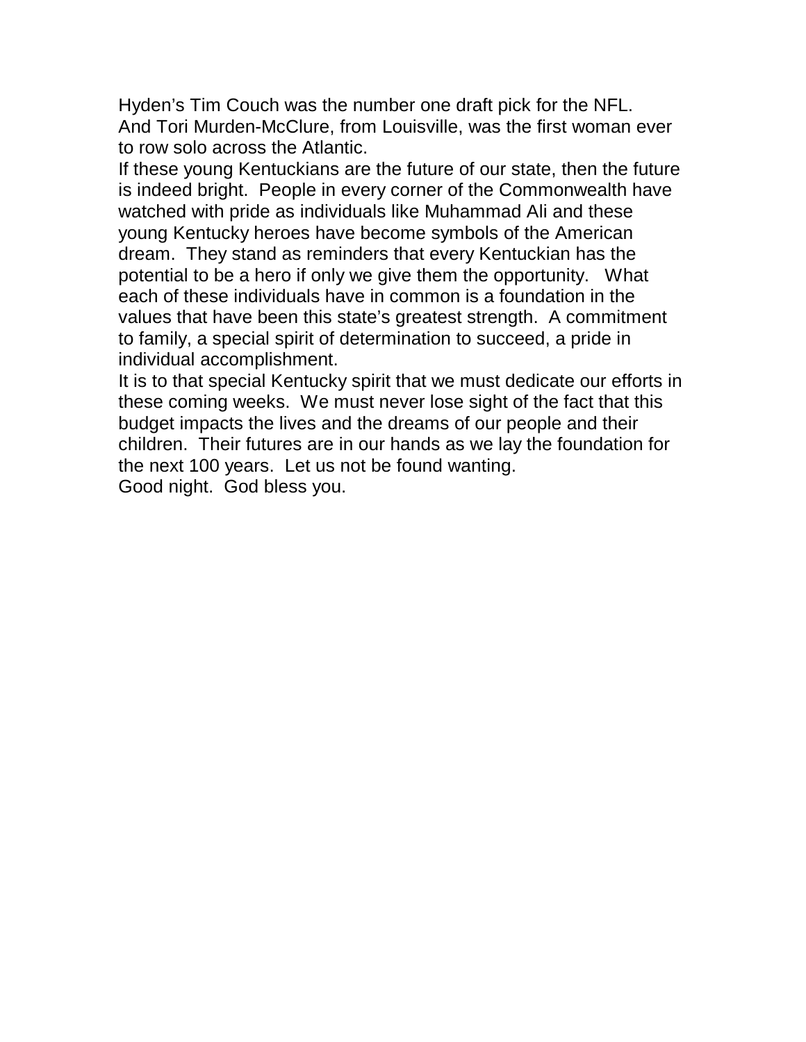Hyden's Tim Couch was the number one draft pick for the NFL. And Tori Murden-McClure, from Louisville, was the first woman ever to row solo across the Atlantic.

If these young Kentuckians are the future of our state, then the future is indeed bright. People in every corner of the Commonwealth have watched with pride as individuals like Muhammad Ali and these young Kentucky heroes have become symbols of the American dream. They stand as reminders that every Kentuckian has the potential to be a hero if only we give them the opportunity. What each of these individuals have in common is a foundation in the values that have been this state's greatest strength. A commitment to family, a special spirit of determination to succeed, a pride in individual accomplishment.

It is to that special Kentucky spirit that we must dedicate our efforts in these coming weeks. We must never lose sight of the fact that this budget impacts the lives and the dreams of our people and their children. Their futures are in our hands as we lay the foundation for the next 100 years. Let us not be found wanting.

Good night. God bless you.